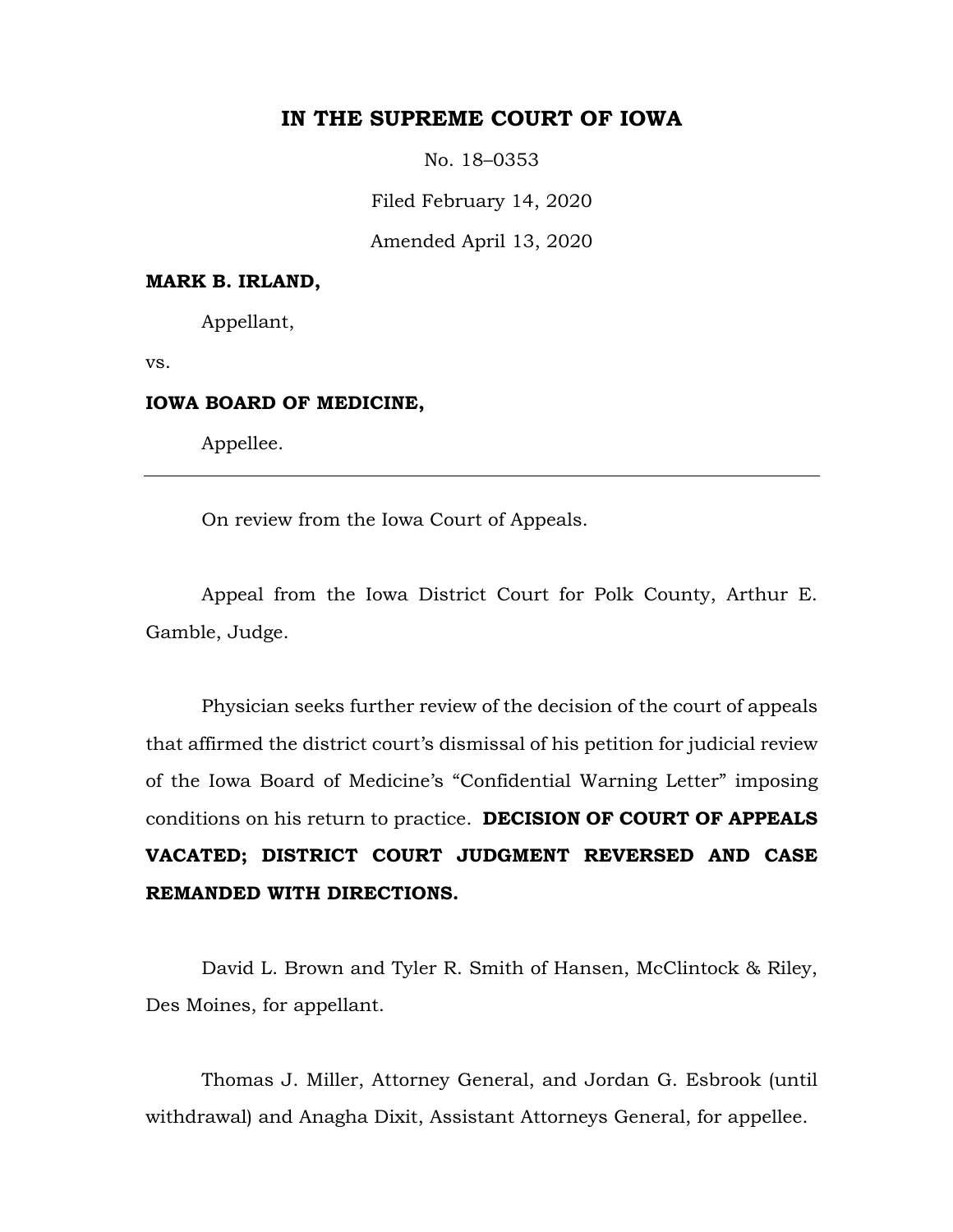# IN THE SUPREME COURT OF IOWA

No. 18–0353

Filed February 14, 2020

Amended April 13, 2020

**MARK B. IRLAND,**

Appellant,

vs.

**IOWA BOARD OF MEDICINE,**

Appellee.

---

On review from the Iowa Court of Appeals.

Appeal from the Iowa District Court for Polk County, Arthur E. Gamble, Judge.

Physician seeks further review of the decision of the court of appeals that affirmed the district court's dismissal of his petition for judicial review of the Iowa Board of Medicine's "Confidential Warning Letter" imposing conditions on his return to practice. **DECISION OF COURT OF APPEALS VACATED; DISTRICT COURT JUDGMENT REVERSED AND CASE REMANDED WITH DIRECTIONS.**

David L. Brown and Tyler R. Smith of Hansen, McClintock & Riley, Des Moines, for appellant.

Thomas J. Miller, Attorney General, and Jordan G. Esbrook (until withdrawal) and Anagha Dixit, Assistant Attorneys General, for appellee.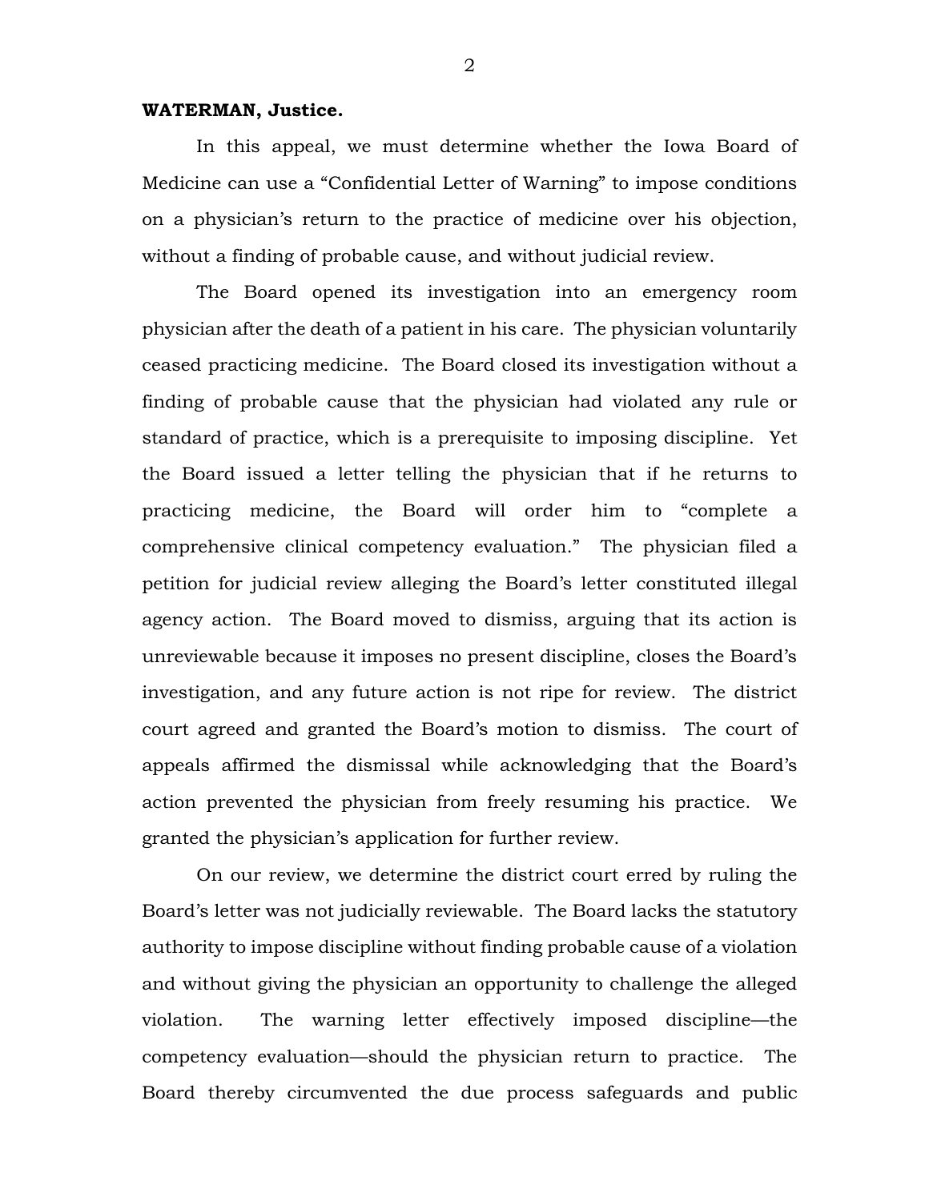**WATERMAN, Justice.**

In this appeal, we must determine whether the Iowa Board of Medicine can use a "Confidential Letter of Warning" to impose conditions on a physician's return to the practice of medicine over his objection, without a finding of probable cause, and without judicial review.

The Board opened its investigation into an emergency room physician after the death of a patient in his care. The physician voluntarily ceased practicing medicine. The Board closed its investigation without a finding of probable cause that the physician had violated any rule or standard of practice, which is a prerequisite to imposing discipline. Yet the Board issued a letter telling the physician that if he returns to practicing medicine, the Board will order him to "complete a comprehensive clinical competency evaluation." The physician filed a petition for judicial review alleging the Board's letter constituted illegal agency action. The Board moved to dismiss, arguing that its action is unreviewable because it imposes no present discipline, closes the Board's investigation, and any future action is not ripe for review. The district court agreed and granted the Board's motion to dismiss. The court of appeals affirmed the dismissal while acknowledging that the Board's action prevented the physician from freely resuming his practice. We granted the physician's application for further review.

On our review, we determine the district court erred by ruling the Board's letter was not judicially reviewable. The Board lacks the statutory authority to impose discipline without finding probable cause of a violation and without giving the physician an opportunity to challenge the alleged violation. The warning letter effectively imposed discipline—the competency evaluation—should the physician return to practice. The Board thereby circumvented the due process safeguards and public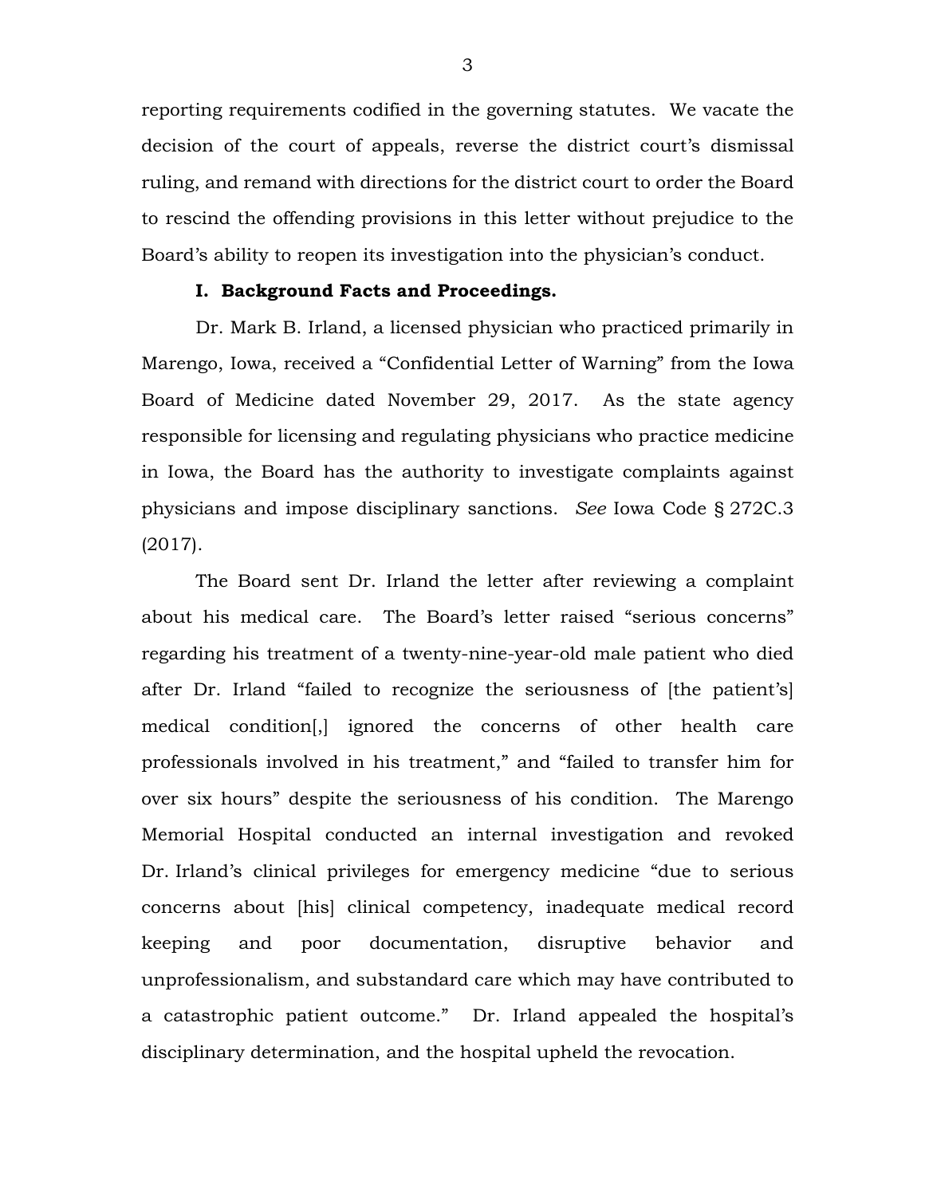reporting requirements codified in the governing statutes. We vacate the decision of the court of appeals, reverse the district court's dismissal ruling, and remand with directions for the district court to order the Board to rescind the offending provisions in this letter without prejudice to the Board's ability to reopen its investigation into the physician's conduct.

## I. Background Facts and Proceedings.

Dr. Mark B. Irland, a licensed physician who practiced primarily in Marengo, Iowa, received a "Confidential Letter of Warning" from the Iowa Board of Medicine dated November 29, 2017. As the state agency responsible for licensing and regulating physicians who practice medicine in Iowa, the Board has the authority to investigate complaints against physicians and impose disciplinary sanctions. *See* Iowa Code § 272C.3 (2017).

The Board sent Dr. Irland the letter after reviewing a complaint about his medical care. The Board's letter raised "serious concerns" regarding his treatment of a twenty-nine-year-old male patient who died after Dr. Irland "failed to recognize the seriousness of [the patient's] medical condition[,] ignored the concerns of other health care professionals involved in his treatment," and "failed to transfer him for over six hours" despite the seriousness of his condition. The Marengo Memorial Hospital conducted an internal investigation and revoked Dr. Irland's clinical privileges for emergency medicine "due to serious concerns about [his] clinical competency, inadequate medical record keeping and poor documentation, disruptive behavior and unprofessionalism, and substandard care which may have contributed to a catastrophic patient outcome." Dr. Irland appealed the hospital's disciplinary determination, and the hospital upheld the revocation.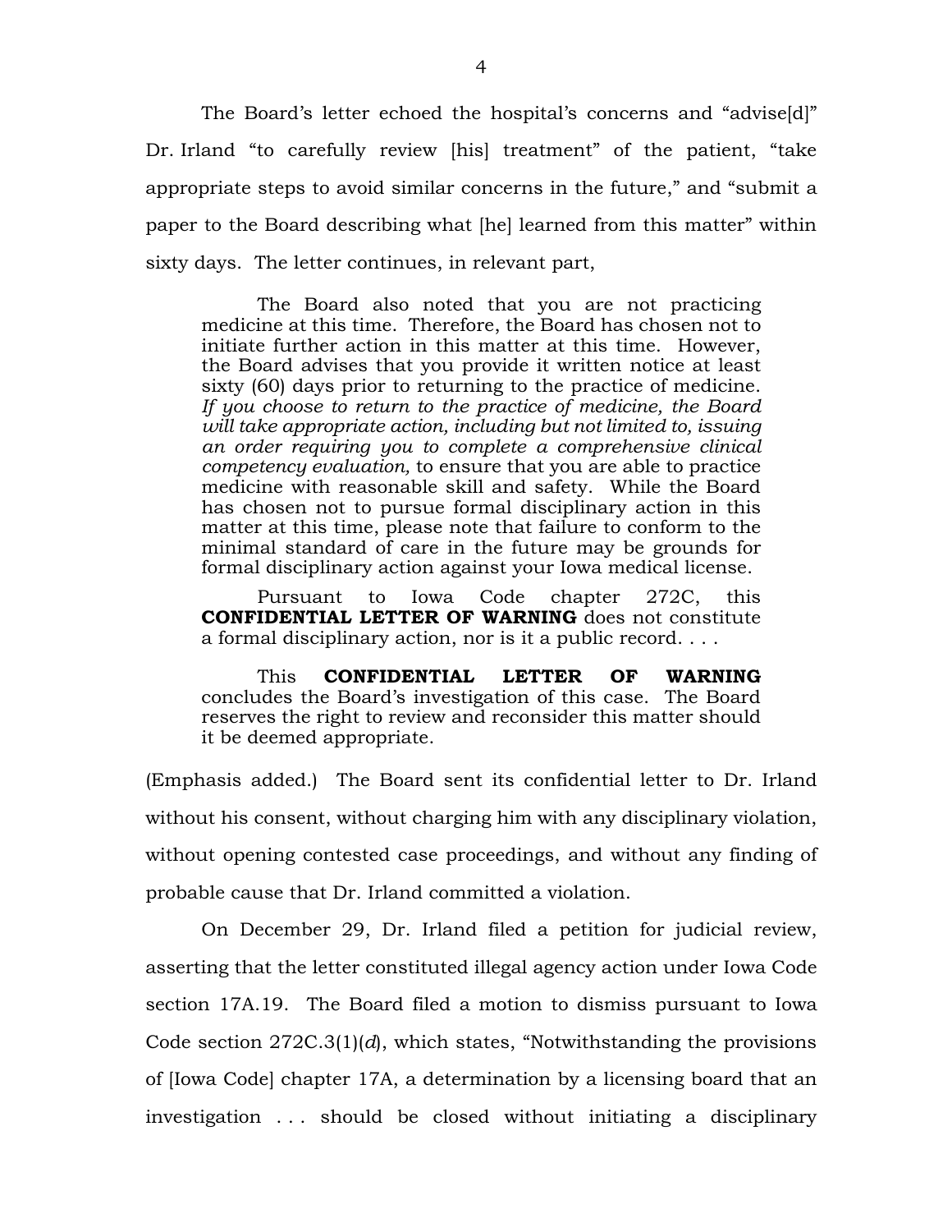The Board's letter echoed the hospital's concerns and "advise[d]" Dr. Irland "to carefully review [his] treatment" of the patient, "take appropriate steps to avoid similar concerns in the future," and "submit a paper to the Board describing what [he] learned from this matter" within sixty days. The letter continues, in relevant part,

> The Board also noted that you are not practicing medicine at this time. Therefore, the Board has chosen not to initiate further action in this matter at this time. However, the Board advises that you provide it written notice at least sixty (60) days prior to returning to the practice of medicine. *If you choose to return to the practice of medicine, the Board will take appropriate action, including but not limited to, issuing an order requiring you to complete a comprehensive clinical competency evaluation,* to ensure that you are able to practice medicine with reasonable skill and safety. While the Board has chosen not to pursue formal disciplinary action in this matter at this time, please note that failure to conform to the minimal standard of care in the future may be grounds for formal disciplinary action against your Iowa medical license.
>
> Pursuant to Iowa Code chapter 272C, this **CONFIDENTIAL LETTER OF WARNING** does not constitute a formal disciplinary action, nor is it a public record. . . .
>
> This **CONFIDENTIAL LETTER OF WARNING** concludes the Board's investigation of this case. The Board reserves the right to review and reconsider this matter should it be deemed appropriate.

(Emphasis added.) The Board sent its confidential letter to Dr. Irland without his consent, without charging him with any disciplinary violation, without opening contested case proceedings, and without any finding of probable cause that Dr. Irland committed a violation.

On December 29, Dr. Irland filed a petition for judicial review, asserting that the letter constituted illegal agency action under Iowa Code section 17A.19. The Board filed a motion to dismiss pursuant to Iowa Code section 272C.3(1)(*d*), which states, "Notwithstanding the provisions of [Iowa Code] chapter 17A, a determination by a licensing board that an investigation . . . should be closed without initiating a disciplinary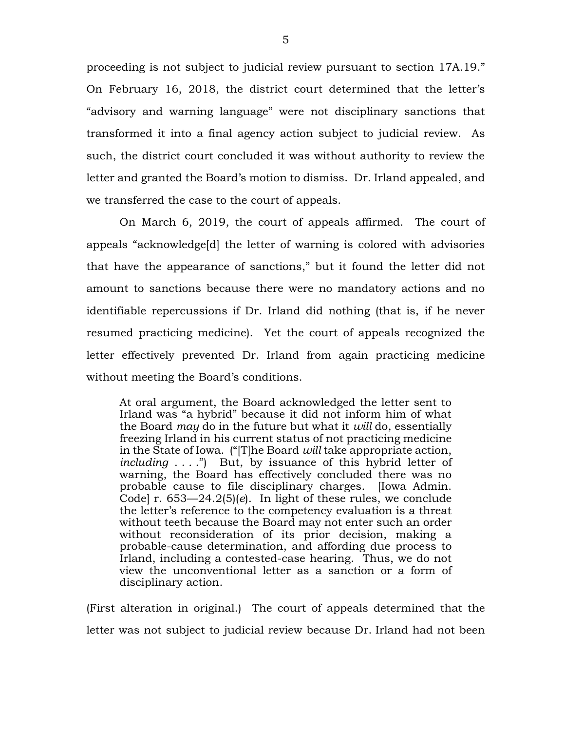proceeding is not subject to judicial review pursuant to section 17A.19." On February 16, 2018, the district court determined that the letter's "advisory and warning language" were not disciplinary sanctions that transformed it into a final agency action subject to judicial review. As such, the district court concluded it was without authority to review the letter and granted the Board's motion to dismiss. Dr. Irland appealed, and we transferred the case to the court of appeals.

On March 6, 2019, the court of appeals affirmed. The court of appeals "acknowledge[d] the letter of warning is colored with advisories that have the appearance of sanctions," but it found the letter did not amount to sanctions because there were no mandatory actions and no identifiable repercussions if Dr. Irland did nothing (that is, if he never resumed practicing medicine). Yet the court of appeals recognized the letter effectively prevented Dr. Irland from again practicing medicine without meeting the Board's conditions.

> At oral argument, the Board acknowledged the letter sent to Irland was "a hybrid" because it did not inform him of what the Board *may* do in the future but what it *will* do, essentially freezing Irland in his current status of not practicing medicine in the State of Iowa. ("[T]he Board *will* take appropriate action, *including* . . . .") But, by issuance of this hybrid letter of warning, the Board has effectively concluded there was no probable cause to file disciplinary charges. [Iowa Admin. Code] r. 653—24.2(5)(*e*). In light of these rules, we conclude the letter's reference to the competency evaluation is a threat without teeth because the Board may not enter such an order without reconsideration of its prior decision, making a probable-cause determination, and affording due process to Irland, including a contested-case hearing. Thus, we do not view the unconventional letter as a sanction or a form of disciplinary action.

(First alteration in original.) The court of appeals determined that the letter was not subject to judicial review because Dr. Irland had not been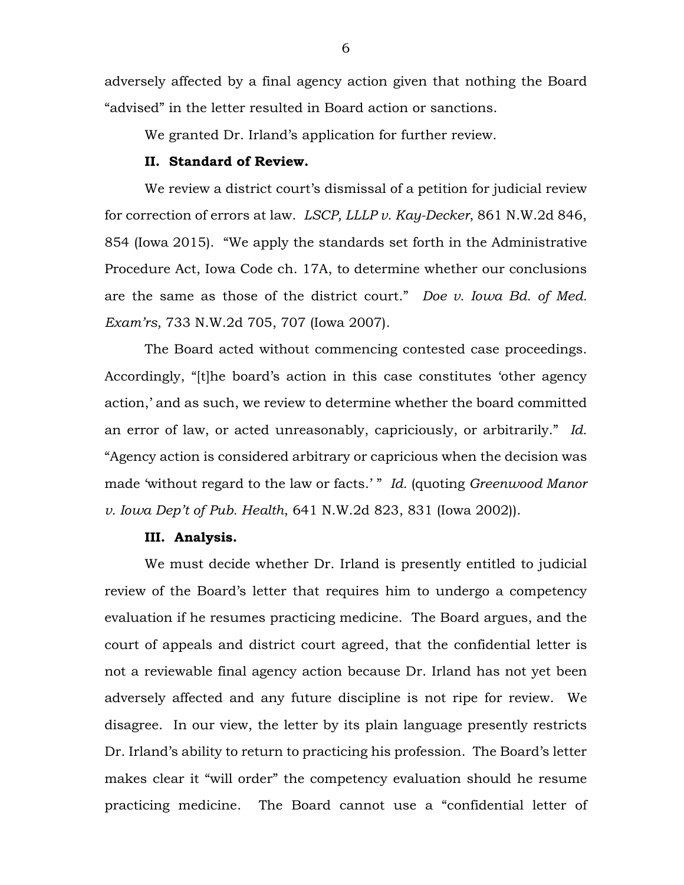adversely affected by a final agency action given that nothing the Board "advised" in the letter resulted in Board action or sanctions.

We granted Dr. Irland's application for further review.

**II. Standard of Review.**

We review a district court's dismissal of a petition for judicial review for correction of errors at law. *LSCP, LLLP v. Kay-Decker*, 861 N.W.2d 846, 854 (Iowa 2015). "We apply the standards set forth in the Administrative Procedure Act, Iowa Code ch. 17A, to determine whether our conclusions are the same as those of the district court." *Doe v. Iowa Bd. of Med. Exam'rs*, 733 N.W.2d 705, 707 (Iowa 2007).

The Board acted without commencing contested case proceedings. Accordingly, "[t]he board's action in this case constitutes 'other agency action,' and as such, we review to determine whether the board committed an error of law, or acted unreasonably, capriciously, or arbitrarily." *Id.* "Agency action is considered arbitrary or capricious when the decision was made 'without regard to the law or facts.' " *Id.* (quoting *Greenwood Manor v. Iowa Dep't of Pub. Health*, 641 N.W.2d 823, 831 (Iowa 2002)).

**III. Analysis.**

We must decide whether Dr. Irland is presently entitled to judicial review of the Board's letter that requires him to undergo a competency evaluation if he resumes practicing medicine. The Board argues, and the court of appeals and district court agreed, that the confidential letter is not a reviewable final agency action because Dr. Irland has not yet been adversely affected and any future discipline is not ripe for review. We disagree. In our view, the letter by its plain language presently restricts Dr. Irland's ability to return to practicing his profession. The Board's letter makes clear it "will order" the competency evaluation should he resume practicing medicine. The Board cannot use a "confidential letter of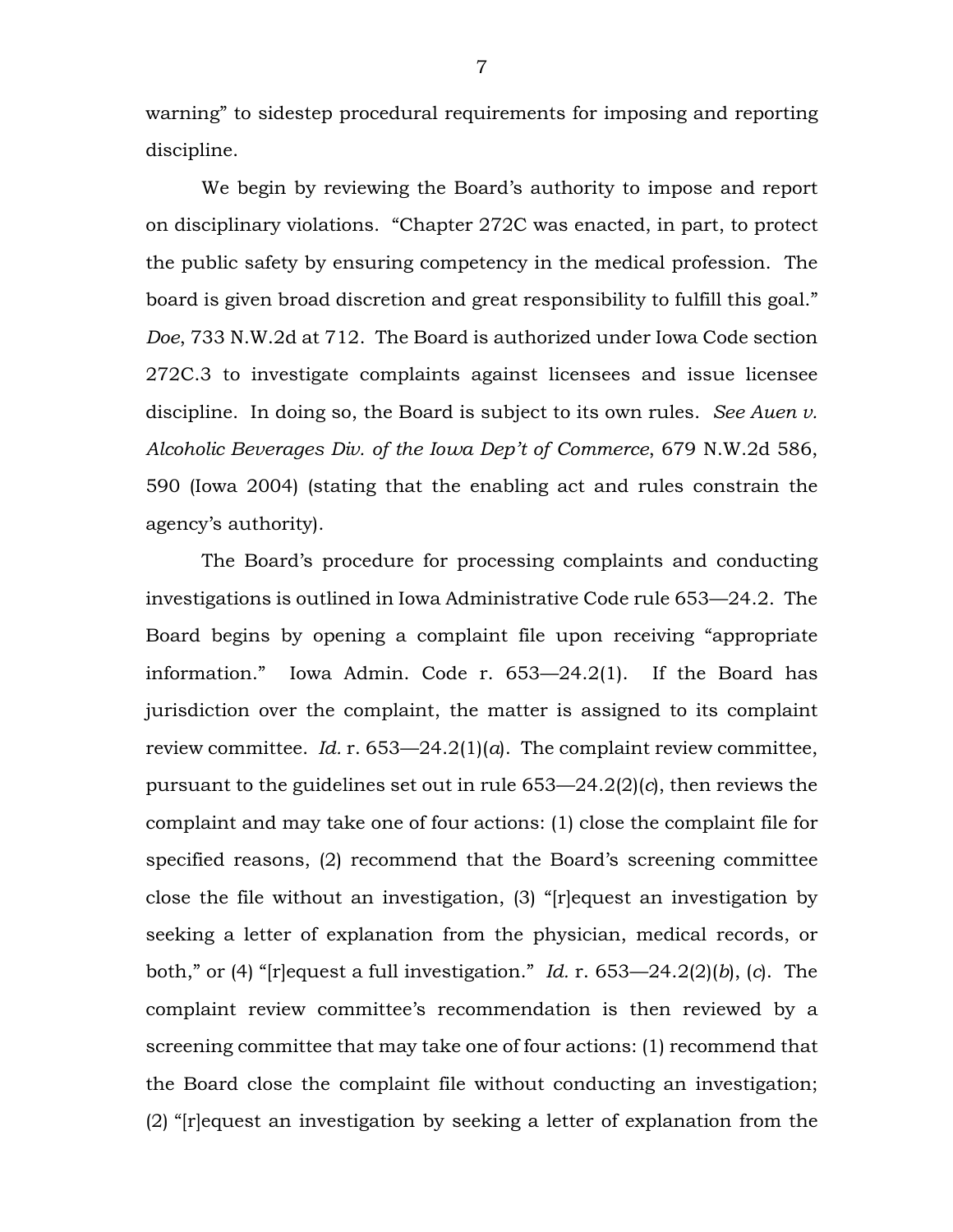warning" to sidestep procedural requirements for imposing and reporting discipline.

We begin by reviewing the Board's authority to impose and report on disciplinary violations. "Chapter 272C was enacted, in part, to protect the public safety by ensuring competency in the medical profession. The board is given broad discretion and great responsibility to fulfill this goal." *Doe*, 733 N.W.2d at 712. The Board is authorized under Iowa Code section 272C.3 to investigate complaints against licensees and issue licensee discipline. In doing so, the Board is subject to its own rules. *See Auen v. Alcoholic Beverages Div. of the Iowa Dep't of Commerce*, 679 N.W.2d 586, 590 (Iowa 2004) (stating that the enabling act and rules constrain the agency's authority).

The Board's procedure for processing complaints and conducting investigations is outlined in Iowa Administrative Code rule 653—24.2. The Board begins by opening a complaint file upon receiving "appropriate information." Iowa Admin. Code r. 653—24.2(1). If the Board has jurisdiction over the complaint, the matter is assigned to its complaint review committee. *Id.* r. 653—24.2(1)(*a*). The complaint review committee, pursuant to the guidelines set out in rule 653—24.2(2)(*c*), then reviews the complaint and may take one of four actions: (1) close the complaint file for specified reasons, (2) recommend that the Board's screening committee close the file without an investigation, (3) "[r]equest an investigation by seeking a letter of explanation from the physician, medical records, or both," or (4) "[r]equest a full investigation." *Id.* r. 653—24.2(2)(*b*), (*c*). The complaint review committee's recommendation is then reviewed by a screening committee that may take one of four actions: (1) recommend that the Board close the complaint file without conducting an investigation; (2) "[r]equest an investigation by seeking a letter of explanation from the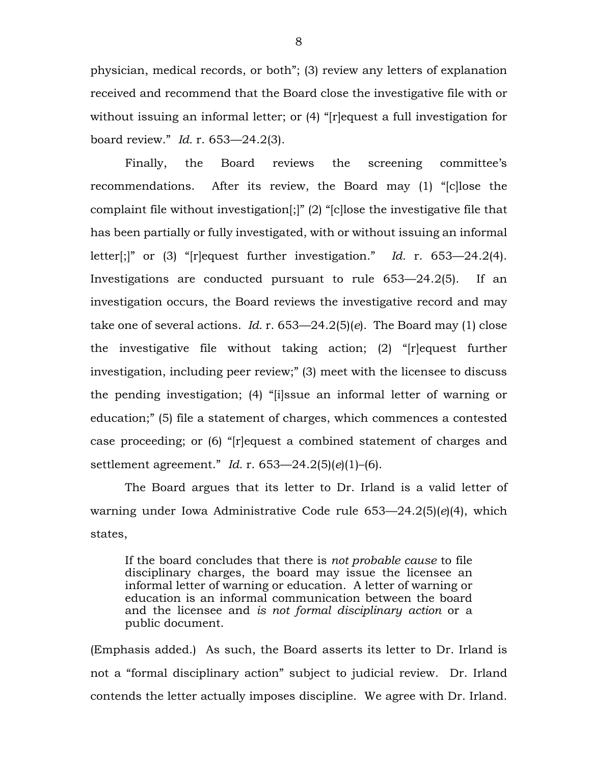physician, medical records, or both"; (3) review any letters of explanation received and recommend that the Board close the investigative file with or without issuing an informal letter; or (4) "[r]equest a full investigation for board review." *Id.* r. 653—24.2(3).

Finally, the Board reviews the screening committee's recommendations. After its review, the Board may (1) "[c]lose the complaint file without investigation[;]" (2) "[c]lose the investigative file that has been partially or fully investigated, with or without issuing an informal letter[;]" or (3) "[r]equest further investigation." *Id.* r. 653—24.2(4). Investigations are conducted pursuant to rule 653—24.2(5). If an investigation occurs, the Board reviews the investigative record and may take one of several actions. *Id.* r. 653—24.2(5)(*e*). The Board may (1) close the investigative file without taking action; (2) "[r]equest further investigation, including peer review;" (3) meet with the licensee to discuss the pending investigation; (4) "[i]ssue an informal letter of warning or education;" (5) file a statement of charges, which commences a contested case proceeding; or (6) "[r]equest a combined statement of charges and settlement agreement." *Id.* r. 653—24.2(5)(*e*)(1)–(6).

The Board argues that its letter to Dr. Irland is a valid letter of warning under Iowa Administrative Code rule 653—24.2(5)(*e*)(4), which states,

> If the board concludes that there is *not probable cause* to file disciplinary charges, the board may issue the licensee an informal letter of warning or education. A letter of warning or education is an informal communication between the board and the licensee and *is not formal disciplinary action* or a public document.

(Emphasis added.) As such, the Board asserts its letter to Dr. Irland is not a "formal disciplinary action" subject to judicial review. Dr. Irland contends the letter actually imposes discipline. We agree with Dr. Irland.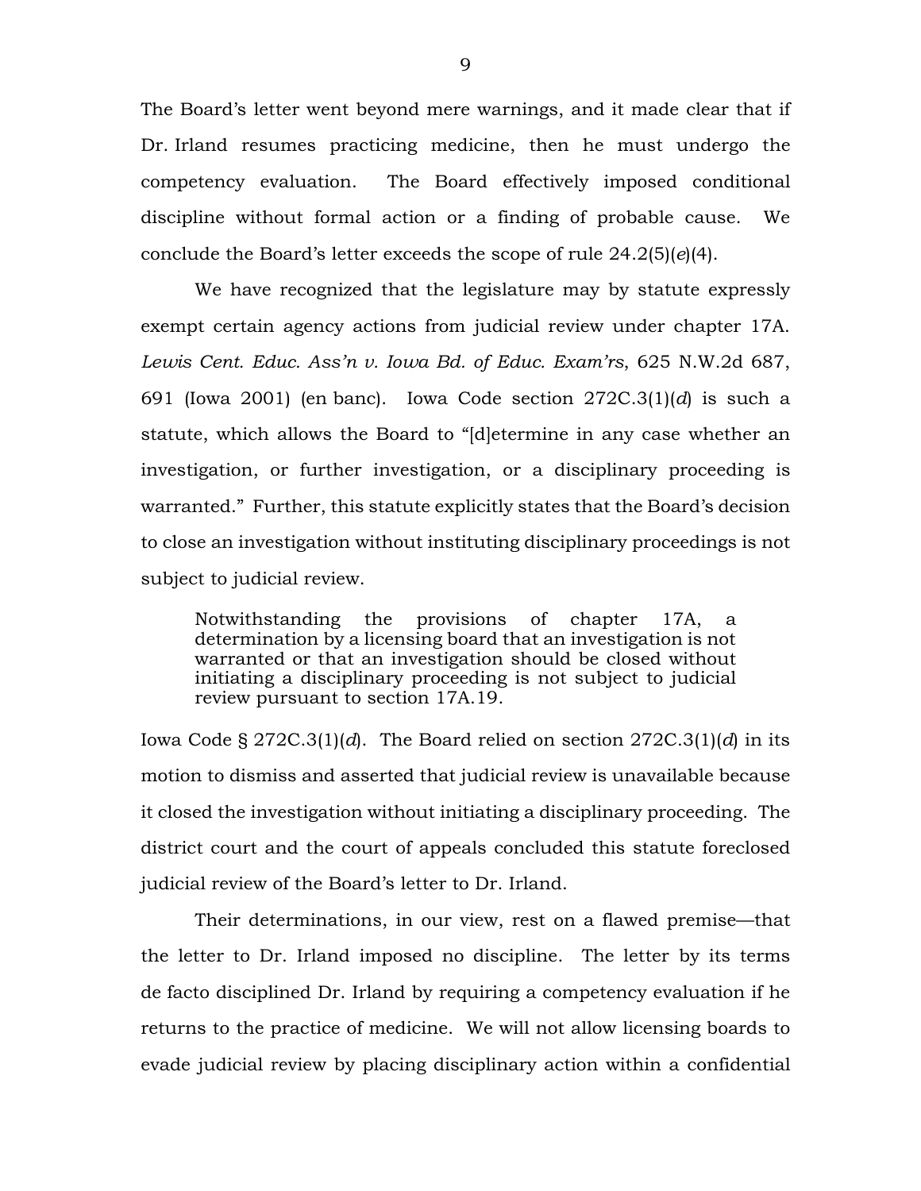The Board's letter went beyond mere warnings, and it made clear that if Dr. Irland resumes practicing medicine, then he must undergo the competency evaluation. The Board effectively imposed conditional discipline without formal action or a finding of probable cause. We conclude the Board's letter exceeds the scope of rule 24.2(5)(*e*)(4).

We have recognized that the legislature may by statute expressly exempt certain agency actions from judicial review under chapter 17A. *Lewis Cent. Educ. Ass'n v. Iowa Bd. of Educ. Exam'rs*, 625 N.W.2d 687, 691 (Iowa 2001) (en banc). Iowa Code section 272C.3(1)(*d*) is such a statute, which allows the Board to "[d]etermine in any case whether an investigation, or further investigation, or a disciplinary proceeding is warranted." Further, this statute explicitly states that the Board's decision to close an investigation without instituting disciplinary proceedings is not subject to judicial review.

> Notwithstanding the provisions of chapter 17A, a determination by a licensing board that an investigation is not warranted or that an investigation should be closed without initiating a disciplinary proceeding is not subject to judicial review pursuant to section 17A.19.

Iowa Code § 272C.3(1)(*d*). The Board relied on section 272C.3(1)(*d*) in its motion to dismiss and asserted that judicial review is unavailable because it closed the investigation without initiating a disciplinary proceeding. The district court and the court of appeals concluded this statute foreclosed judicial review of the Board's letter to Dr. Irland.

Their determinations, in our view, rest on a flawed premise—that the letter to Dr. Irland imposed no discipline. The letter by its terms de facto disciplined Dr. Irland by requiring a competency evaluation if he returns to the practice of medicine. We will not allow licensing boards to evade judicial review by placing disciplinary action within a confidential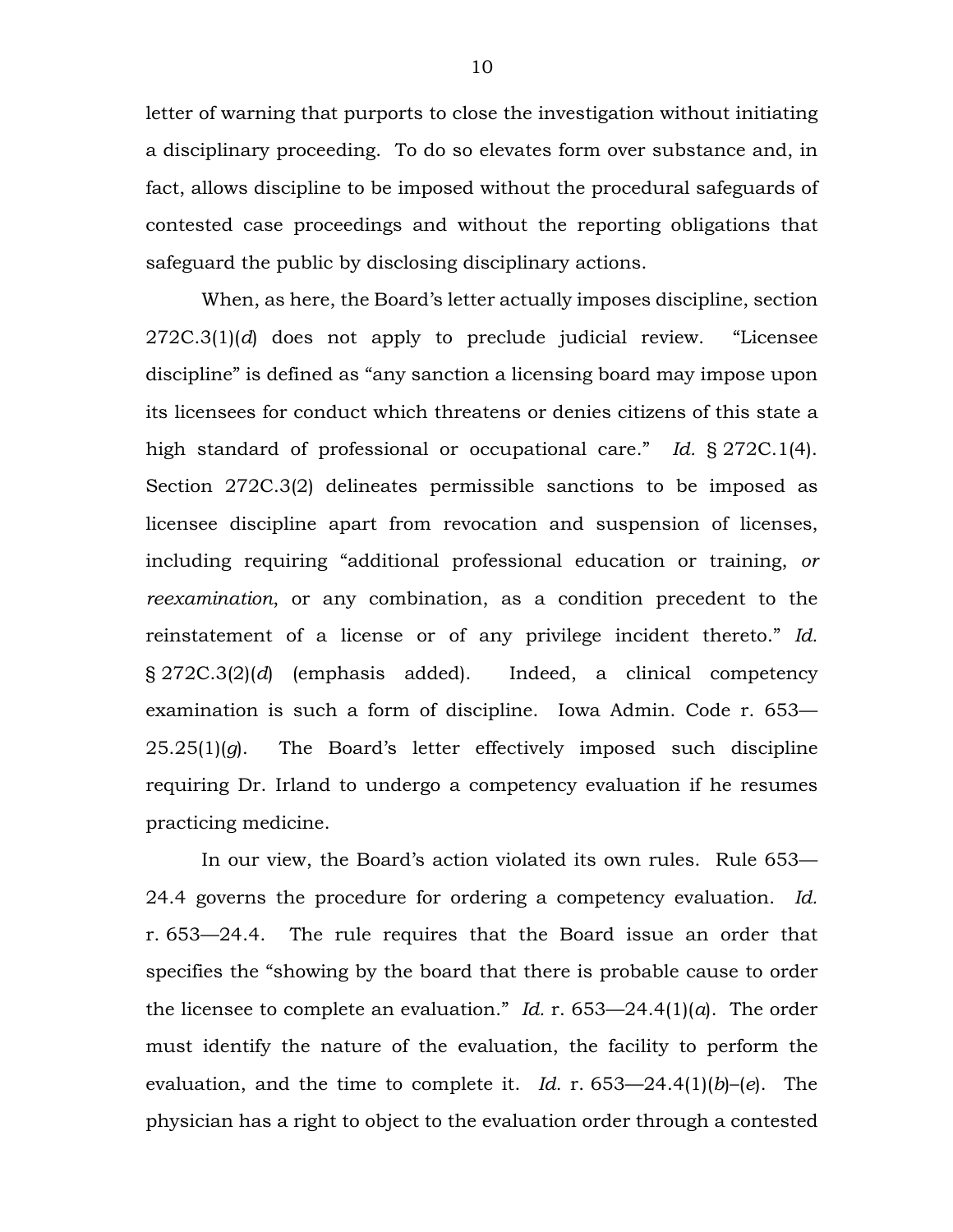letter of warning that purports to close the investigation without initiating a disciplinary proceeding. To do so elevates form over substance and, in fact, allows discipline to be imposed without the procedural safeguards of contested case proceedings and without the reporting obligations that safeguard the public by disclosing disciplinary actions.

When, as here, the Board's letter actually imposes discipline, section 272C.3(1)(*d*) does not apply to preclude judicial review. "Licensee discipline" is defined as "any sanction a licensing board may impose upon its licensees for conduct which threatens or denies citizens of this state a high standard of professional or occupational care." *Id.* § 272C.1(4). Section 272C.3(2) delineates permissible sanctions to be imposed as licensee discipline apart from revocation and suspension of licenses, including requiring "additional professional education or training, *or reexamination*, or any combination, as a condition precedent to the reinstatement of a license or of any privilege incident thereto." *Id.* § 272C.3(2)(*d*) (emphasis added). Indeed, a clinical competency examination is such a form of discipline. Iowa Admin. Code r. 653—25.25(1)(*g*). The Board's letter effectively imposed such discipline requiring Dr. Irland to undergo a competency evaluation if he resumes practicing medicine.

In our view, the Board's action violated its own rules. Rule 653—24.4 governs the procedure for ordering a competency evaluation. *Id.* r. 653—24.4. The rule requires that the Board issue an order that specifies the "showing by the board that there is probable cause to order the licensee to complete an evaluation." *Id.* r. 653—24.4(1)(*a*). The order must identify the nature of the evaluation, the facility to perform the evaluation, and the time to complete it. *Id.* r. 653—24.4(1)(*b*)–(*e*). The physician has a right to object to the evaluation order through a contested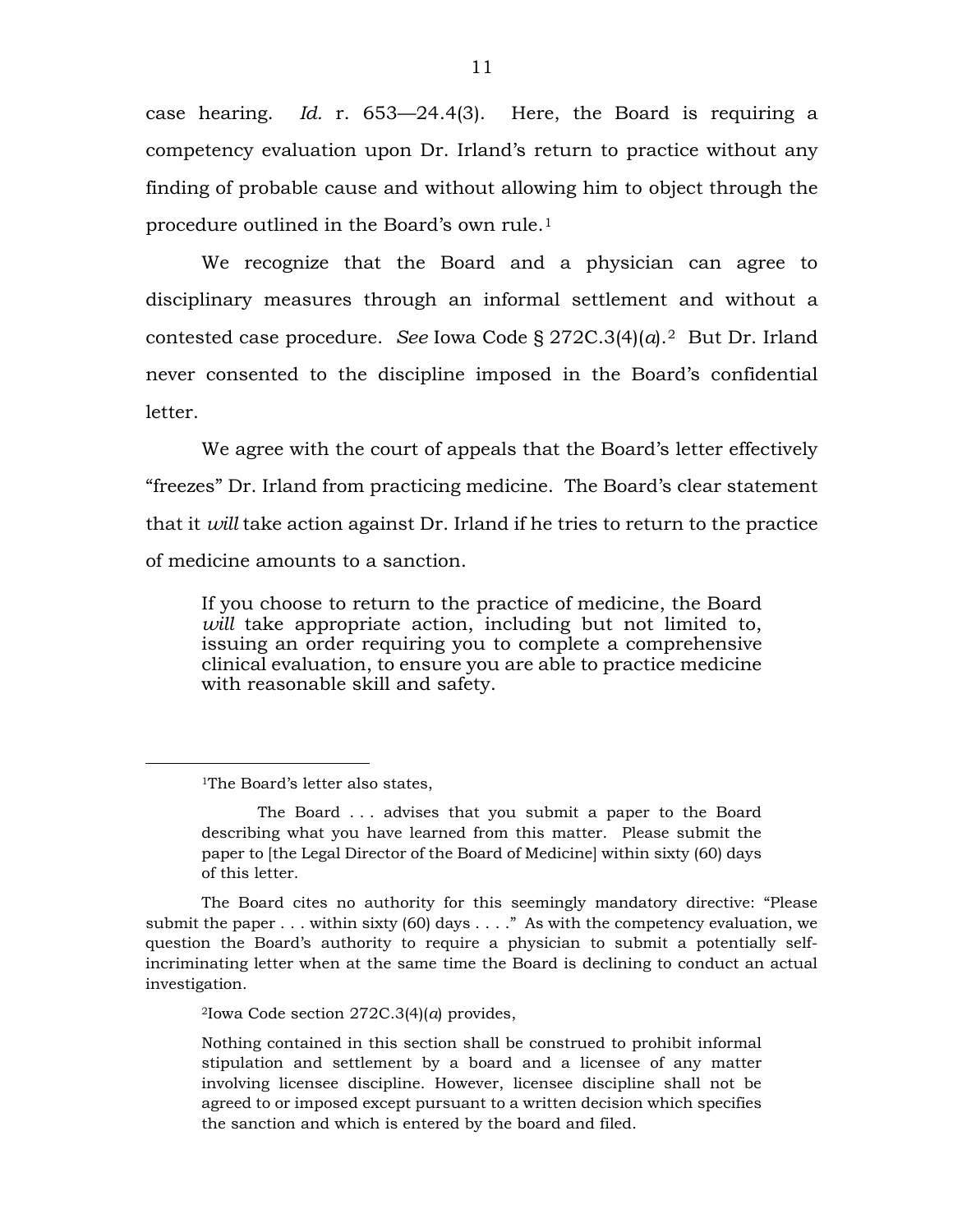case hearing. *Id.* r. 653—24.4(3). Here, the Board is requiring a competency evaluation upon Dr. Irland's return to practice without any finding of probable cause and without allowing him to object through the procedure outlined in the Board's own rule.[1]

We recognize that the Board and a physician can agree to disciplinary measures through an informal settlement and without a contested case procedure. *See* Iowa Code § 272C.3(4)(*a*).[2] But Dr. Irland never consented to the discipline imposed in the Board's confidential letter.

We agree with the court of appeals that the Board's letter effectively "freezes" Dr. Irland from practicing medicine. The Board's clear statement that it *will* take action against Dr. Irland if he tries to return to the practice of medicine amounts to a sanction.

> If you choose to return to the practice of medicine, the Board *will* take appropriate action, including but not limited to, issuing an order requiring you to complete a comprehensive clinical evaluation, to ensure you are able to practice medicine with reasonable skill and safety.

---

[1]The Board's letter also states,

> The Board . . . advises that you submit a paper to the Board describing what you have learned from this matter. Please submit the paper to [the Legal Director of the Board of Medicine] within sixty (60) days of this letter.

The Board cites no authority for this seemingly mandatory directive: "Please submit the paper . . . within sixty (60) days . . . ." As with the competency evaluation, we question the Board's authority to require a physician to submit a potentially self-incriminating letter when at the same time the Board is declining to conduct an actual investigation.

[2]Iowa Code section 272C.3(4)(*a*) provides,

> Nothing contained in this section shall be construed to prohibit informal stipulation and settlement by a board and a licensee of any matter involving licensee discipline. However, licensee discipline shall not be agreed to or imposed except pursuant to a written decision which specifies the sanction and which is entered by the board and filed.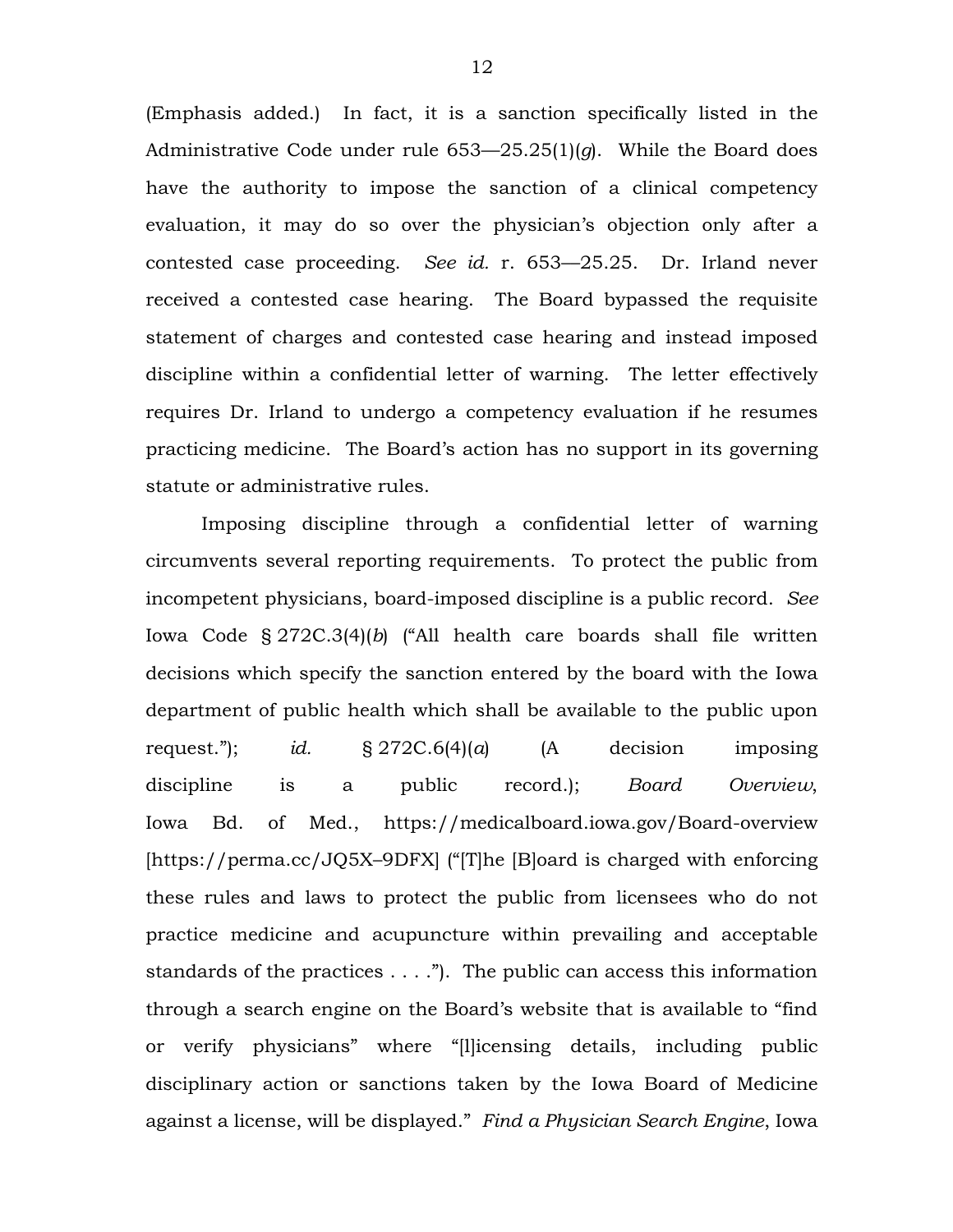(Emphasis added.) In fact, it is a sanction specifically listed in the Administrative Code under rule 653—25.25(1)(*g*). While the Board does have the authority to impose the sanction of a clinical competency evaluation, it may do so over the physician's objection only after a contested case proceeding. *See id.* r. 653—25.25. Dr. Irland never received a contested case hearing. The Board bypassed the requisite statement of charges and contested case hearing and instead imposed discipline within a confidential letter of warning. The letter effectively requires Dr. Irland to undergo a competency evaluation if he resumes practicing medicine. The Board's action has no support in its governing statute or administrative rules.

Imposing discipline through a confidential letter of warning circumvents several reporting requirements. To protect the public from incompetent physicians, board-imposed discipline is a public record. *See* Iowa Code § 272C.3(4)(*b*) ("All health care boards shall file written decisions which specify the sanction entered by the board with the Iowa department of public health which shall be available to the public upon request."); *id.* § 272C.6(4)(*a*) (A decision imposing discipline is a public record.); *Board Overview*, Iowa Bd. of Med., https://medicalboard.iowa.gov/Board-overview [https://perma.cc/JQ5X–9DFX] ("[T]he [B]oard is charged with enforcing these rules and laws to protect the public from licensees who do not practice medicine and acupuncture within prevailing and acceptable standards of the practices . . . ."). The public can access this information through a search engine on the Board's website that is available to "find or verify physicians" where "[l]icensing details, including public disciplinary action or sanctions taken by the Iowa Board of Medicine against a license, will be displayed." *Find a Physician Search Engine*, Iowa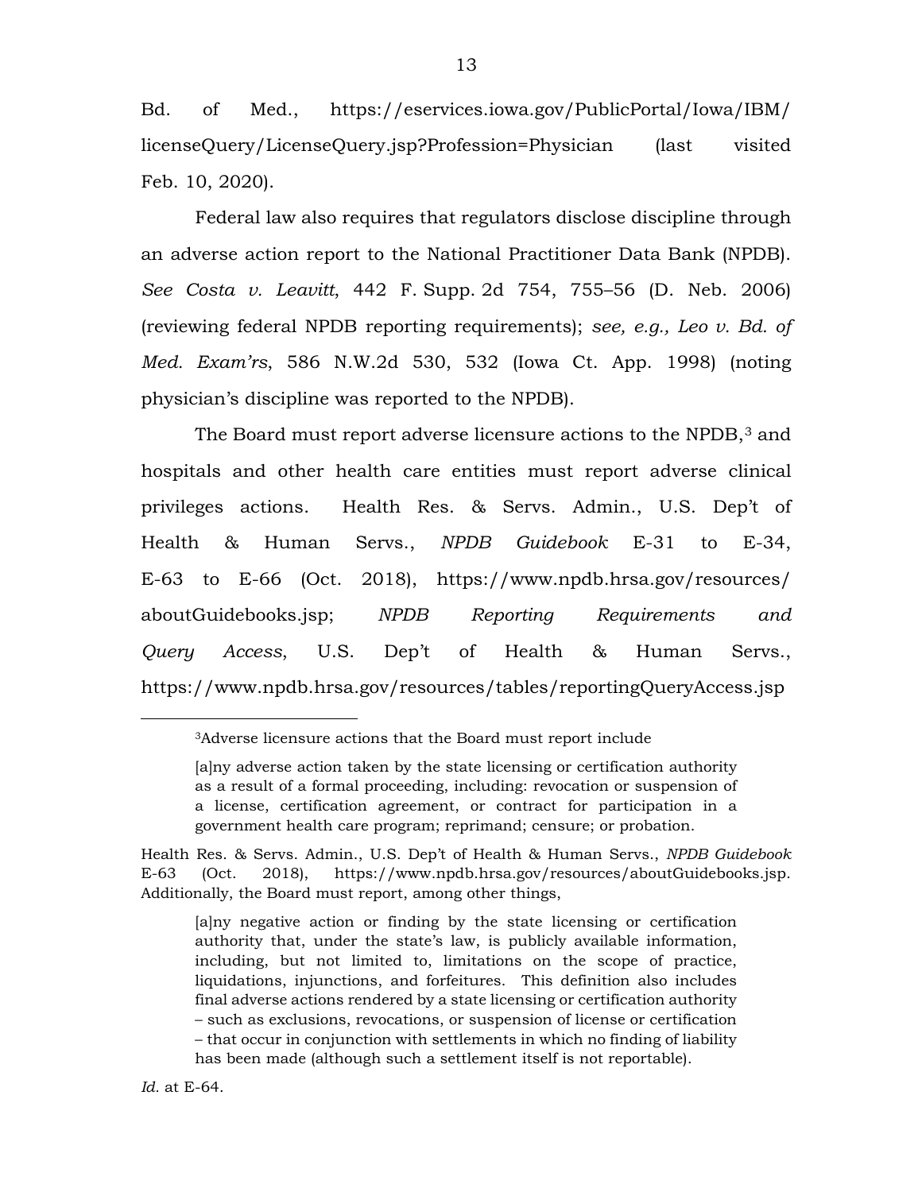Bd. of Med., https://eservices.iowa.gov/PublicPortal/Iowa/IBM/licenseQuery/LicenseQuery.jsp?Profession=Physician (last visited Feb. 10, 2020).

Federal law also requires that regulators disclose discipline through an adverse action report to the National Practitioner Data Bank (NPDB). *See Costa v. Leavitt*, 442 F. Supp. 2d 754, 755–56 (D. Neb. 2006) (reviewing federal NPDB reporting requirements); *see, e.g., Leo v. Bd. of Med. Exam'rs*, 586 N.W.2d 530, 532 (Iowa Ct. App. 1998) (noting physician's discipline was reported to the NPDB).

The Board must report adverse licensure actions to the NPDB,[3] and hospitals and other health care entities must report adverse clinical privileges actions. Health Res. & Servs. Admin., U.S. Dep't of Health & Human Servs., *NPDB Guidebook* E-31 to E-34, E-63 to E-66 (Oct. 2018), https://www.npdb.hrsa.gov/resources/aboutGuidebooks.jsp; *NPDB Reporting Requirements and Query Access*, U.S. Dep't of Health & Human Servs., https://www.npdb.hrsa.gov/resources/tables/reportingQueryAccess.jsp

---

[3] Adverse licensure actions that the Board must report include

> [a]ny adverse action taken by the state licensing or certification authority as a result of a formal proceeding, including: revocation or suspension of a license, certification agreement, or contract for participation in a government health care program; reprimand; censure; or probation.

Health Res. & Servs. Admin., U.S. Dep't of Health & Human Servs., *NPDB Guidebook* E-63 (Oct. 2018), https://www.npdb.hrsa.gov/resources/aboutGuidebooks.jsp. Additionally, the Board must report, among other things,

> [a]ny negative action or finding by the state licensing or certification authority that, under the state's law, is publicly available information, including, but not limited to, limitations on the scope of practice, liquidations, injunctions, and forfeitures. This definition also includes final adverse actions rendered by a state licensing or certification authority – such as exclusions, revocations, or suspension of license or certification – that occur in conjunction with settlements in which no finding of liability has been made (although such a settlement itself is not reportable).

*Id.* at E-64.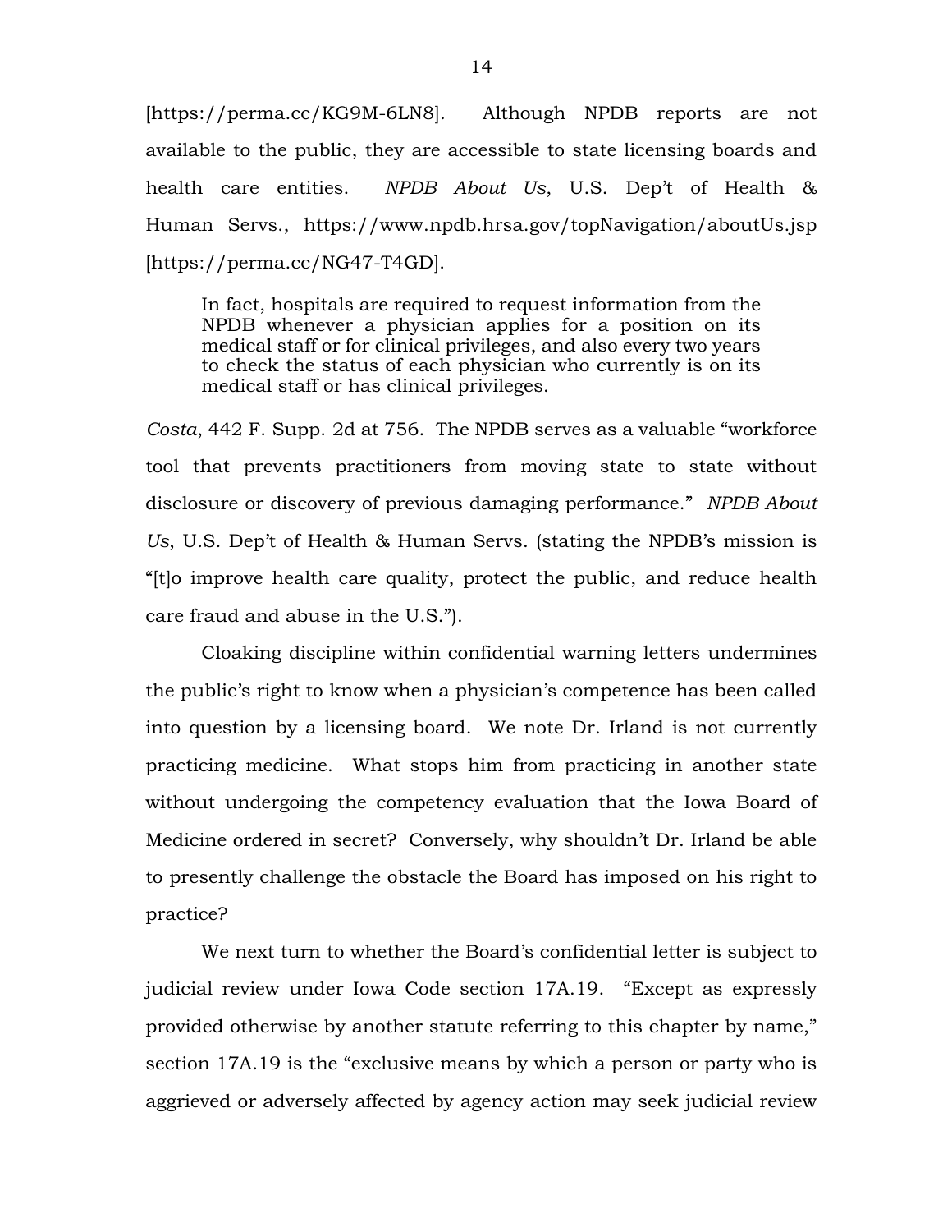[https://perma.cc/KG9M-6LN8]. Although NPDB reports are not available to the public, they are accessible to state licensing boards and health care entities. *NPDB About Us*, U.S. Dep't of Health & Human Servs., https://www.npdb.hrsa.gov/topNavigation/aboutUs.jsp [https://perma.cc/NG47-T4GD].

> In fact, hospitals are required to request information from the NPDB whenever a physician applies for a position on its medical staff or for clinical privileges, and also every two years to check the status of each physician who currently is on its medical staff or has clinical privileges.

*Costa*, 442 F. Supp. 2d at 756. The NPDB serves as a valuable "workforce tool that prevents practitioners from moving state to state without disclosure or discovery of previous damaging performance." *NPDB About Us*, U.S. Dep't of Health & Human Servs. (stating the NPDB's mission is "[t]o improve health care quality, protect the public, and reduce health care fraud and abuse in the U.S.").

Cloaking discipline within confidential warning letters undermines the public's right to know when a physician's competence has been called into question by a licensing board. We note Dr. Irland is not currently practicing medicine. What stops him from practicing in another state without undergoing the competency evaluation that the Iowa Board of Medicine ordered in secret? Conversely, why shouldn't Dr. Irland be able to presently challenge the obstacle the Board has imposed on his right to practice?

We next turn to whether the Board's confidential letter is subject to judicial review under Iowa Code section 17A.19. "Except as expressly provided otherwise by another statute referring to this chapter by name," section 17A.19 is the "exclusive means by which a person or party who is aggrieved or adversely affected by agency action may seek judicial review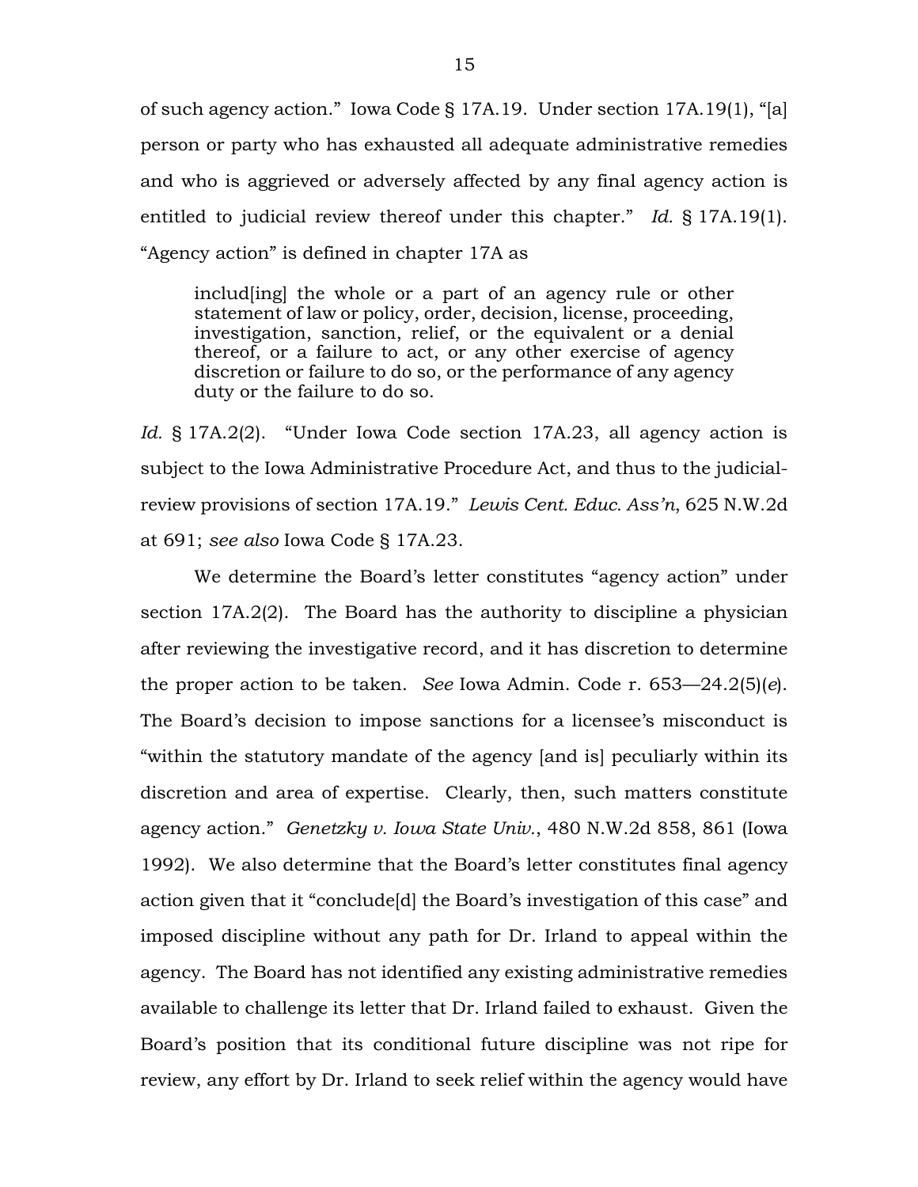of such agency action." Iowa Code § 17A.19. Under section 17A.19(1), "[a] person or party who has exhausted all adequate administrative remedies and who is aggrieved or adversely affected by any final agency action is entitled to judicial review thereof under this chapter." *Id.* § 17A.19(1). "Agency action" is defined in chapter 17A as

> includ[ing] the whole or a part of an agency rule or other statement of law or policy, order, decision, license, proceeding, investigation, sanction, relief, or the equivalent or a denial thereof, or a failure to act, or any other exercise of agency discretion or failure to do so, or the performance of any agency duty or the failure to do so.

*Id.* § 17A.2(2). "Under Iowa Code section 17A.23, all agency action is subject to the Iowa Administrative Procedure Act, and thus to the judicial-review provisions of section 17A.19." *Lewis Cent. Educ. Ass'n*, 625 N.W.2d at 691; *see also* Iowa Code § 17A.23.

We determine the Board's letter constitutes "agency action" under section 17A.2(2). The Board has the authority to discipline a physician after reviewing the investigative record, and it has discretion to determine the proper action to be taken. *See* Iowa Admin. Code r. 653—24.2(5)(*e*). The Board's decision to impose sanctions for a licensee's misconduct is "within the statutory mandate of the agency [and is] peculiarly within its discretion and area of expertise. Clearly, then, such matters constitute agency action." *Genetzky v. Iowa State Univ.*, 480 N.W.2d 858, 861 (Iowa 1992). We also determine that the Board's letter constitutes final agency action given that it "conclude[d] the Board's investigation of this case" and imposed discipline without any path for Dr. Irland to appeal within the agency. The Board has not identified any existing administrative remedies available to challenge its letter that Dr. Irland failed to exhaust. Given the Board's position that its conditional future discipline was not ripe for review, any effort by Dr. Irland to seek relief within the agency would have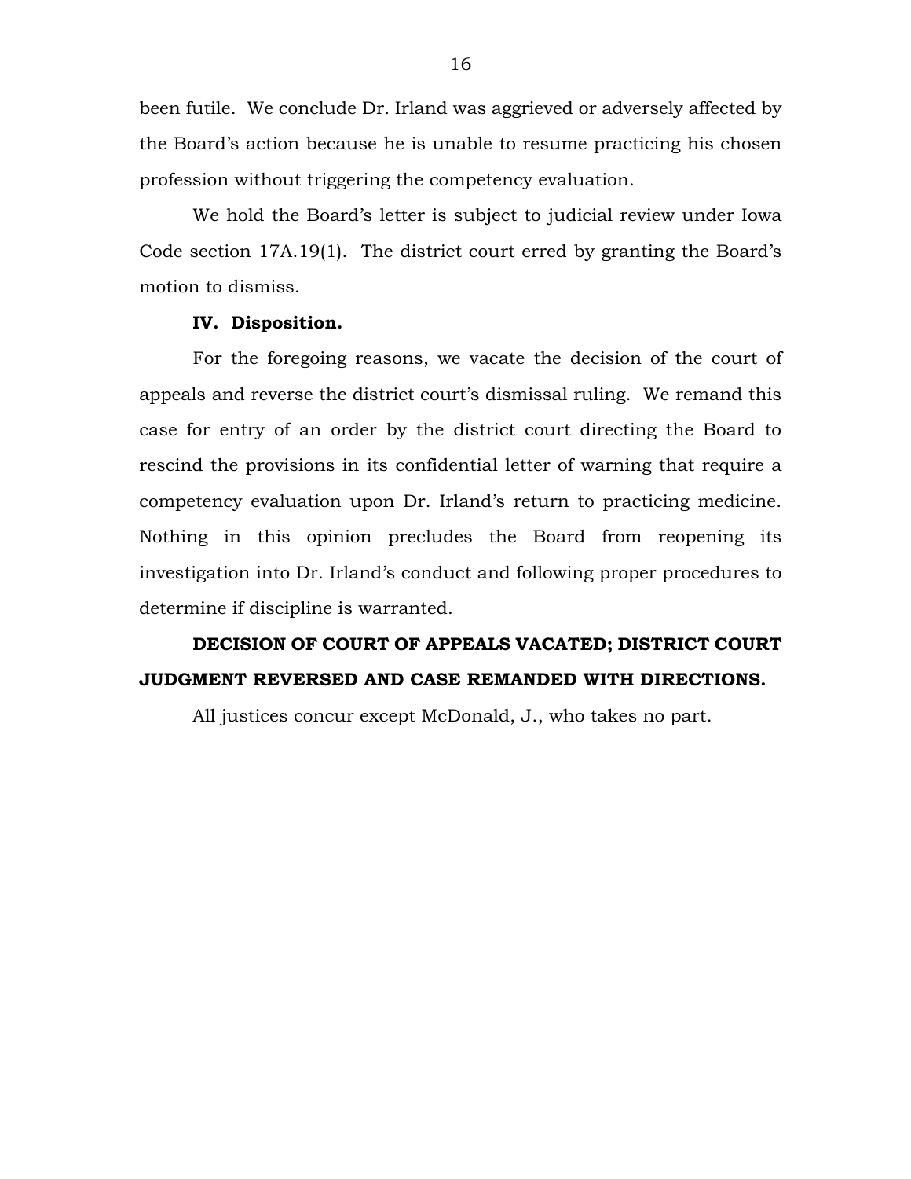been futile. We conclude Dr. Irland was aggrieved or adversely affected by the Board's action because he is unable to resume practicing his chosen profession without triggering the competency evaluation.

We hold the Board's letter is subject to judicial review under Iowa Code section 17A.19(1). The district court erred by granting the Board's motion to dismiss.

## IV. Disposition.

For the foregoing reasons, we vacate the decision of the court of appeals and reverse the district court's dismissal ruling. We remand this case for entry of an order by the district court directing the Board to rescind the provisions in its confidential letter of warning that require a competency evaluation upon Dr. Irland's return to practicing medicine. Nothing in this opinion precludes the Board from reopening its investigation into Dr. Irland's conduct and following proper procedures to determine if discipline is warranted.

**DECISION OF COURT OF APPEALS VACATED; DISTRICT COURT JUDGMENT REVERSED AND CASE REMANDED WITH DIRECTIONS.**

All justices concur except McDonald, J., who takes no part.